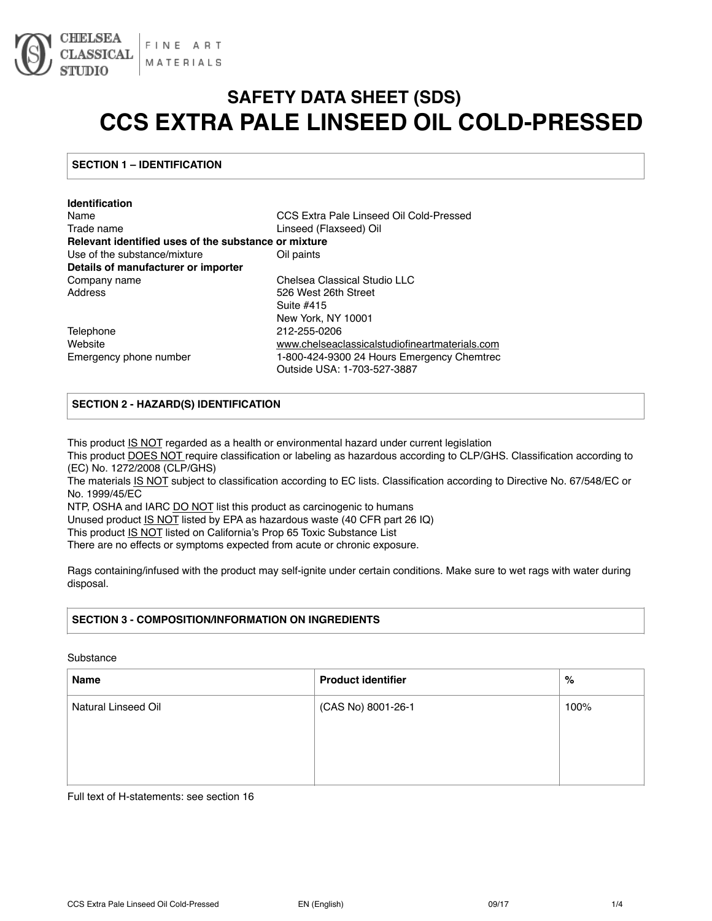CHELSEA CLASSICAL STUDIO | FINE ART MATERIALS

# SAFETY DATA SHEET (SDS)
# CCS EXTRA PALE LINSEED OIL COLD-PRESSED

## SECTION 1 – IDENTIFICATION

**Identification**

| | |
|---|---|
| Name | CCS Extra Pale Linseed Oil Cold-Pressed |
| Trade name | Linseed (Flaxseed) Oil |
| **Relevant identified uses of the substance or mixture** | |
| Use of the substance/mixture | Oil paints |
| **Details of manufacturer or importer** | |
| Company name | Chelsea Classical Studio LLC |
| Address | 526 West 26th Street<br>Suite #415<br>New York, NY 10001 |
| Telephone | 212-255-0206 |
| Website | www.chelseaclassicalstudiofineartmaterials.com |
| Emergency phone number | 1-800-424-9300 24 Hours Emergency Chemtrec<br>Outside USA: 1-703-527-3887 |

## SECTION 2 - HAZARD(S) IDENTIFICATION

This product IS NOT regarded as a health or environmental hazard under current legislation
This product DOES NOT require classification or labeling as hazardous according to CLP/GHS. Classification according to (EC) No. 1272/2008 (CLP/GHS)
The materials IS NOT subject to classification according to EC lists. Classification according to Directive No. 67/548/EC or No. 1999/45/EC
NTP, OSHA and IARC DO NOT list this product as carcinogenic to humans
Unused product IS NOT listed by EPA as hazardous waste (40 CFR part 26 IQ)
This product IS NOT listed on California's Prop 65 Toxic Substance List
There are no effects or symptoms expected from acute or chronic exposure.

Rags containing/infused with the product may self-ignite under certain conditions. Make sure to wet rags with water during disposal.

## SECTION 3 - COMPOSITION/INFORMATION ON INGREDIENTS

Substance

| Name | Product identifier | % |
|---|---|---|
| Natural Linseed Oil | (CAS No) 8001-26-1 | 100% |

Full text of H-statements: see section 16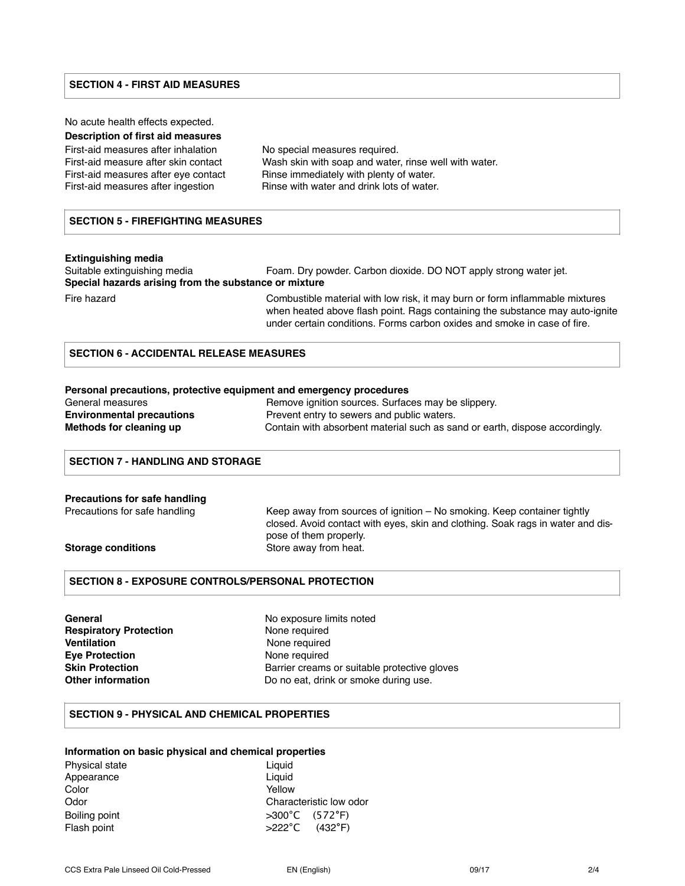## SECTION 4 - FIRST AID MEASURES

No acute health effects expected.

**Description of first aid measures**

| | |
|---|---|
| First-aid measures after inhalation | No special measures required. |
| First-aid measure after skin contact | Wash skin with soap and water, rinse well with water. |
| First-aid measures after eye contact | Rinse immediately with plenty of water. |
| First-aid measures after ingestion | Rinse with water and drink lots of water. |

## SECTION 5 - FIREFIGHTING MEASURES

**Extinguishing media**

| | |
|---|---|
| Suitable extinguishing media | Foam. Dry powder. Carbon dioxide. DO NOT apply strong water jet. |

**Special hazards arising from the substance or mixture**

| | |
|---|---|
| Fire hazard | Combustible material with low risk, it may burn or form inflammable mixtures when heated above flash point. Rags containing the substance may auto-ignite under certain conditions. Forms carbon oxides and smoke in case of fire. |

## SECTION 6 - ACCIDENTAL RELEASE MEASURES

**Personal precautions, protective equipment and emergency procedures**

| | |
|---|---|
| General measures | Remove ignition sources. Surfaces may be slippery. |
| **Environmental precautions** | Prevent entry to sewers and public waters. |
| **Methods for cleaning up** | Contain with absorbent material such as sand or earth, dispose accordingly. |

## SECTION 7 - HANDLING AND STORAGE

**Precautions for safe handling**

| | |
|---|---|
| Precautions for safe handling | Keep away from sources of ignition – No smoking. Keep container tightly closed. Avoid contact with eyes, skin and clothing. Soak rags in water and dispose of them properly. |
| **Storage conditions** | Store away from heat. |

## SECTION 8 - EXPOSURE CONTROLS/PERSONAL PROTECTION

| | |
|---|---|
| **General** | No exposure limits noted |
| **Respiratory Protection** | None required |
| **Ventilation** | None required |
| **Eye Protection** | None required |
| **Skin Protection** | Barrier creams or suitable protective gloves |
| **Other information** | Do no eat, drink or smoke during use. |

## SECTION 9 - PHYSICAL AND CHEMICAL PROPERTIES

**Information on basic physical and chemical properties**

| | |
|---|---|
| Physical state | Liquid |
| Appearance | Liquid |
| Color | Yellow |
| Odor | Characteristic low odor |
| Boiling point | >300°C (572°F) |
| Flash point | >222°C (432°F) |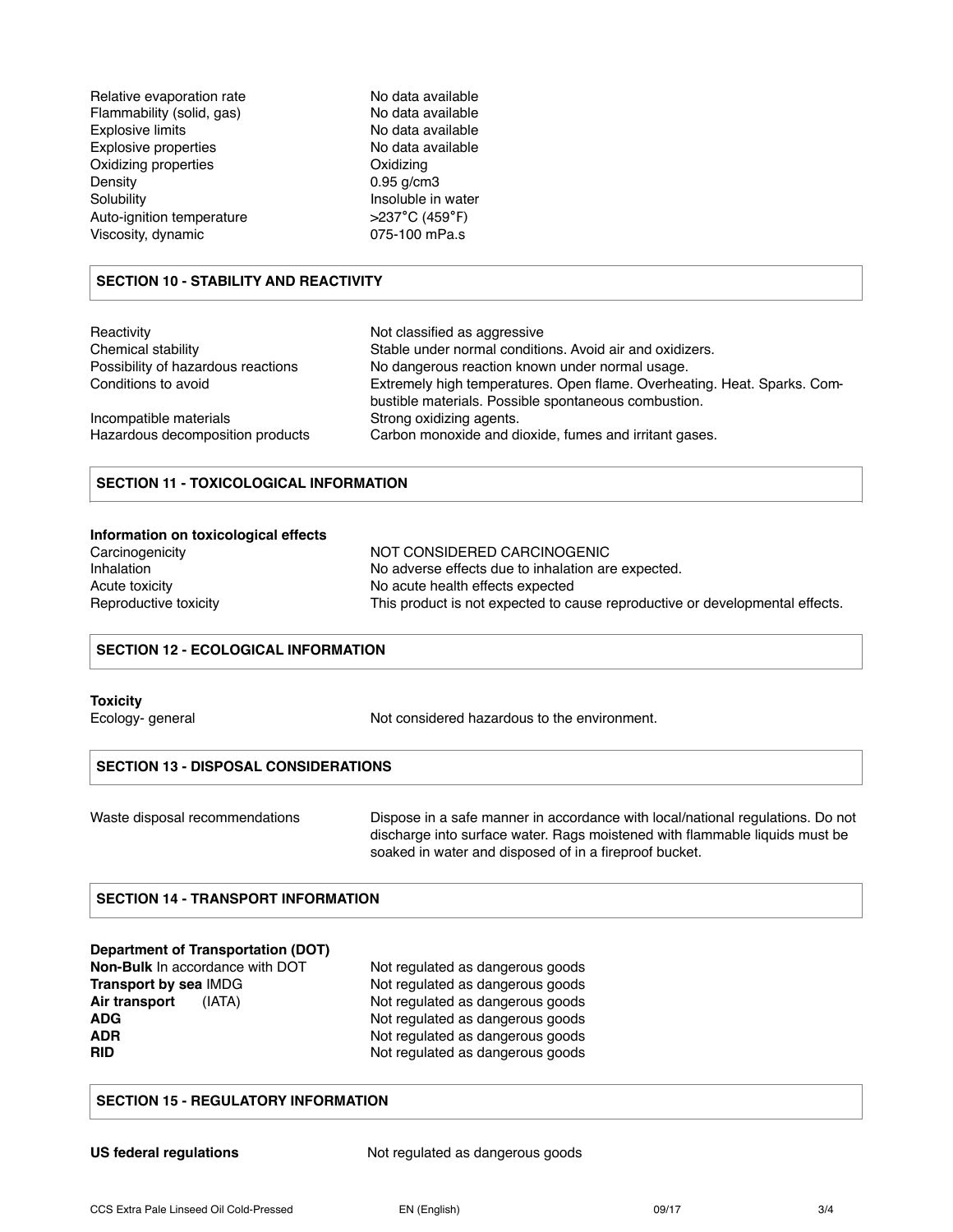| | |
|---|---|
| Relative evaporation rate | No data available |
| Flammability (solid, gas) | No data available |
| Explosive limits | No data available |
| Explosive properties | No data available |
| Oxidizing properties | Oxidizing |
| Density | 0.95 g/cm3 |
| Solubility | Insoluble in water |
| Auto-ignition temperature | >237°C (459°F) |
| Viscosity, dynamic | 075-100 mPa.s |

## SECTION 10 - STABILITY AND REACTIVITY

| | |
|---|---|
| Reactivity | Not classified as aggressive |
| Chemical stability | Stable under normal conditions. Avoid air and oxidizers. |
| Possibility of hazardous reactions | No dangerous reaction known under normal usage. |
| Conditions to avoid | Extremely high temperatures. Open flame. Overheating. Heat. Sparks. Combustible materials. Possible spontaneous combustion. |
| Incompatible materials | Strong oxidizing agents. |
| Hazardous decomposition products | Carbon monoxide and dioxide, fumes and irritant gases. |

## SECTION 11 - TOXICOLOGICAL INFORMATION

**Information on toxicological effects**

| | |
|---|---|
| Carcinogenicity | NOT CONSIDERED CARCINOGENIC |
| Inhalation | No adverse effects due to inhalation are expected. |
| Acute toxicity | No acute health effects expected |
| Reproductive toxicity | This product is not expected to cause reproductive or developmental effects. |

## SECTION 12 - ECOLOGICAL INFORMATION

**Toxicity**

| | |
|---|---|
| Ecology- general | Not considered hazardous to the environment. |

## SECTION 13 - DISPOSAL CONSIDERATIONS

| | |
|---|---|
| Waste disposal recommendations | Dispose in a safe manner in accordance with local/national regulations. Do not discharge into surface water. Rags moistened with flammable liquids must be soaked in water and disposed of in a fireproof bucket. |

## SECTION 14 - TRANSPORT INFORMATION

**Department of Transportation (DOT)**

| | |
|---|---|
| **Non-Bulk** In accordance with DOT | Not regulated as dangerous goods |
| **Transport by sea** IMDG | Not regulated as dangerous goods |
| **Air transport** (IATA) | Not regulated as dangerous goods |
| **ADG** | Not regulated as dangerous goods |
| **ADR** | Not regulated as dangerous goods |
| **RID** | Not regulated as dangerous goods |

## SECTION 15 - REGULATORY INFORMATION

| | |
|---|---|
| **US federal regulations** | Not regulated as dangerous goods |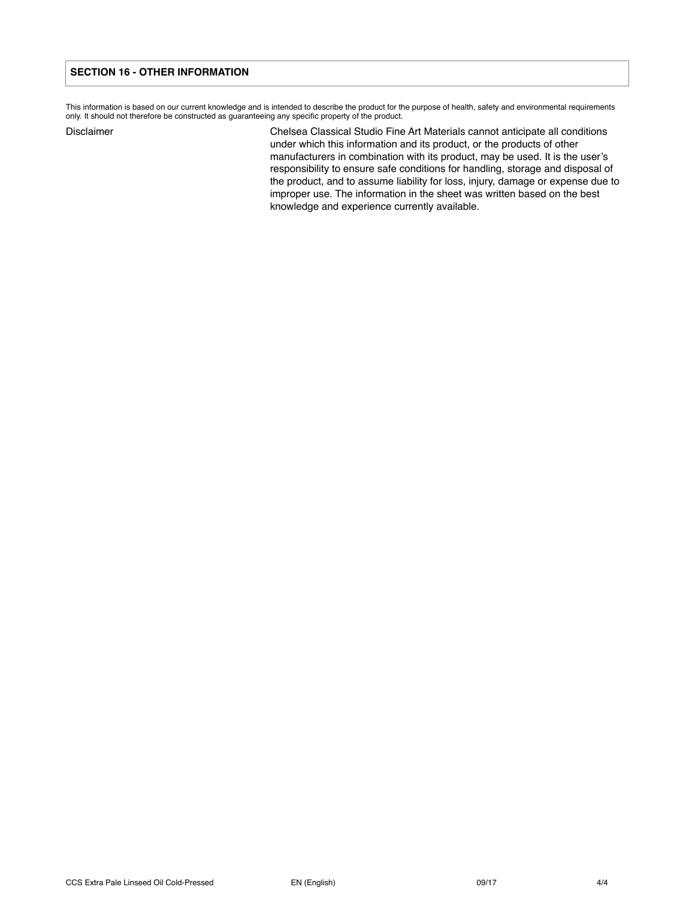## SECTION 16 - OTHER INFORMATION

This information is based on our current knowledge and is intended to describe the product for the purpose of health, safety and environmental requirements only. It should not therefore be constructed as guaranteeing any specific property of the product.

| | |
|---|---|
| Disclaimer | Chelsea Classical Studio Fine Art Materials cannot anticipate all conditions under which this information and its product, or the products of other manufacturers in combination with its product, may be used. It is the user's responsibility to ensure safe conditions for handling, storage and disposal of the product, and to assume liability for loss, injury, damage or expense due to improper use. The information in the sheet was written based on the best knowledge and experience currently available. |